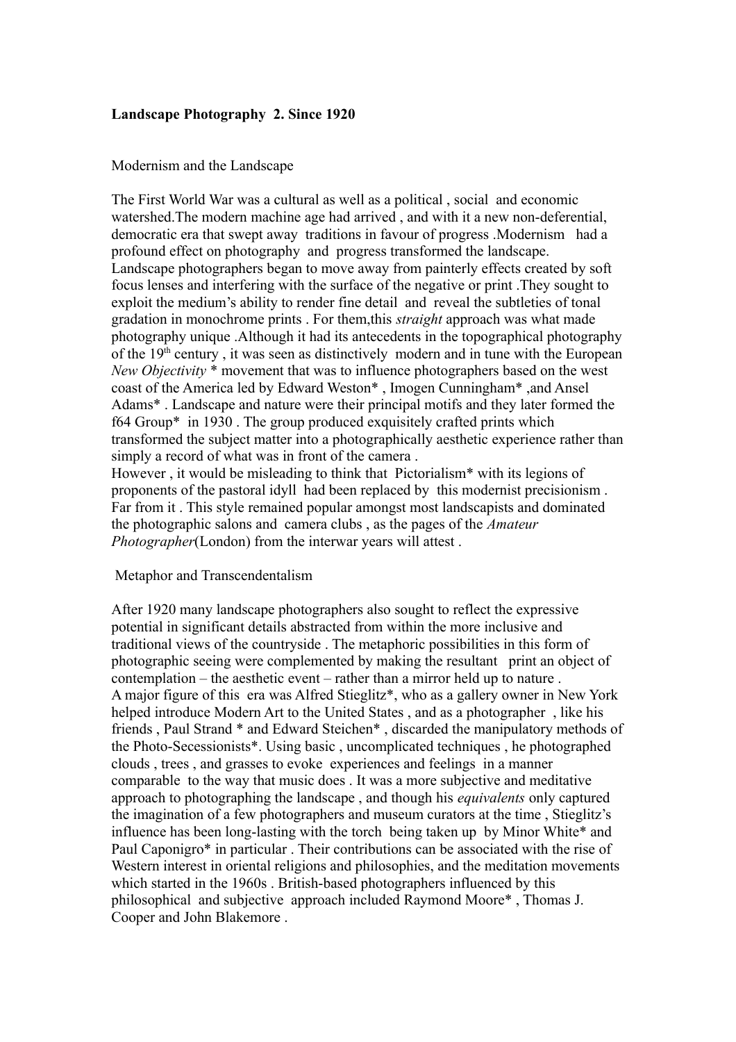**Landscape Photography 2. Since 1920**

Modernism and the Landscape

The First World War was a cultural as well as a political , social and economic watershed.The modern machine age had arrived , and with it a new non-deferential, democratic era that swept away traditions in favour of progress .Modernism had a profound effect on photography and progress transformed the landscape. Landscape photographers began to move away from painterly effects created by soft focus lenses and interfering with the surface of the negative or print .They sought to exploit the medium's ability to render fine detail and reveal the subtleties of tonal gradation in monochrome prints . For them,this *straight* approach was what made photography unique .Although it had its antecedents in the topographical photography of the 19th century , it was seen as distinctively modern and in tune with the European *New Objectivity* * movement that was to influence photographers based on the west coast of the America led by Edward Weston* , Imogen Cunningham* ,and Ansel Adams* . Landscape and nature were their principal motifs and they later formed the f64 Group* in 1930 . The group produced exquisitely crafted prints which transformed the subject matter into a photographically aesthetic experience rather than simply a record of what was in front of the camera .
However , it would be misleading to think that Pictorialism* with its legions of proponents of the pastoral idyll had been replaced by this modernist precisionism . Far from it . This style remained popular amongst most landscapists and dominated the photographic salons and camera clubs , as the pages of the *Amateur Photographer*(London) from the interwar years will attest .

Metaphor and Transcendentalism

After 1920 many landscape photographers also sought to reflect the expressive potential in significant details abstracted from within the more inclusive and traditional views of the countryside . The metaphoric possibilities in this form of photographic seeing were complemented by making the resultant print an object of contemplation – the aesthetic event – rather than a mirror held up to nature .
A major figure of this era was Alfred Stieglitz*, who as a gallery owner in New York helped introduce Modern Art to the United States , and as a photographer , like his friends , Paul Strand * and Edward Steichen* , discarded the manipulatory methods of the Photo-Secessionists*. Using basic , uncomplicated techniques , he photographed clouds , trees , and grasses to evoke experiences and feelings in a manner comparable to the way that music does . It was a more subjective and meditative approach to photographing the landscape , and though his *equivalents* only captured the imagination of a few photographers and museum curators at the time , Stieglitz's influence has been long-lasting with the torch being taken up by Minor White* and Paul Caponigro* in particular . Their contributions can be associated with the rise of Western interest in oriental religions and philosophies, and the meditation movements which started in the 1960s . British-based photographers influenced by this philosophical and subjective approach included Raymond Moore* , Thomas J. Cooper and John Blakemore .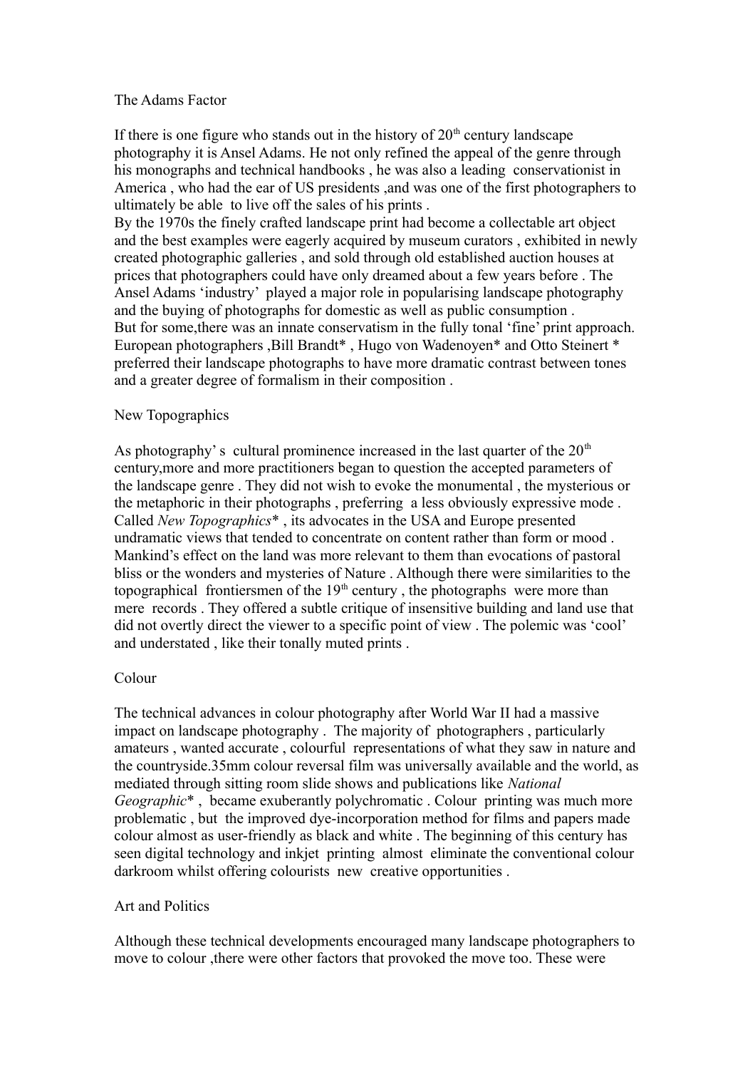## The Adams Factor

If there is one figure who stands out in the history of 20th century landscape photography it is Ansel Adams. He not only refined the appeal of the genre through his monographs and technical handbooks , he was also a leading conservationist in America , who had the ear of US presidents ,and was one of the first photographers to ultimately be able to live off the sales of his prints .
By the 1970s the finely crafted landscape print had become a collectable art object and the best examples were eagerly acquired by museum curators , exhibited in newly created photographic galleries , and sold through old established auction houses at prices that photographers could have only dreamed about a few years before . The Ansel Adams 'industry' played a major role in popularising landscape photography and the buying of photographs for domestic as well as public consumption .
But for some,there was an innate conservatism in the fully tonal 'fine' print approach. European photographers ,Bill Brandt* , Hugo von Wadenoyen* and Otto Steinert * preferred their landscape photographs to have more dramatic contrast between tones and a greater degree of formalism in their composition .

## New Topographics

As photography' s cultural prominence increased in the last quarter of the 20th century,more and more practitioners began to question the accepted parameters of the landscape genre . They did not wish to evoke the monumental , the mysterious or the metaphoric in their photographs , preferring a less obviously expressive mode . Called *New Topographics** , its advocates in the USA and Europe presented undramatic views that tended to concentrate on content rather than form or mood . Mankind's effect on the land was more relevant to them than evocations of pastoral bliss or the wonders and mysteries of Nature . Although there were similarities to the topographical frontiersmen of the 19th century , the photographs were more than mere records . They offered a subtle critique of insensitive building and land use that did not overtly direct the viewer to a specific point of view . The polemic was 'cool' and understated , like their tonally muted prints .

## Colour

The technical advances in colour photography after World War II had a massive impact on landscape photography . The majority of photographers , particularly amateurs , wanted accurate , colourful representations of what they saw in nature and the countryside.35mm colour reversal film was universally available and the world, as mediated through sitting room slide shows and publications like *National Geographic** , became exuberantly polychromatic . Colour printing was much more problematic , but the improved dye-incorporation method for films and papers made colour almost as user-friendly as black and white . The beginning of this century has seen digital technology and inkjet printing almost eliminate the conventional colour darkroom whilst offering colourists new creative opportunities .

## Art and Politics

Although these technical developments encouraged many landscape photographers to move to colour ,there were other factors that provoked the move too. These were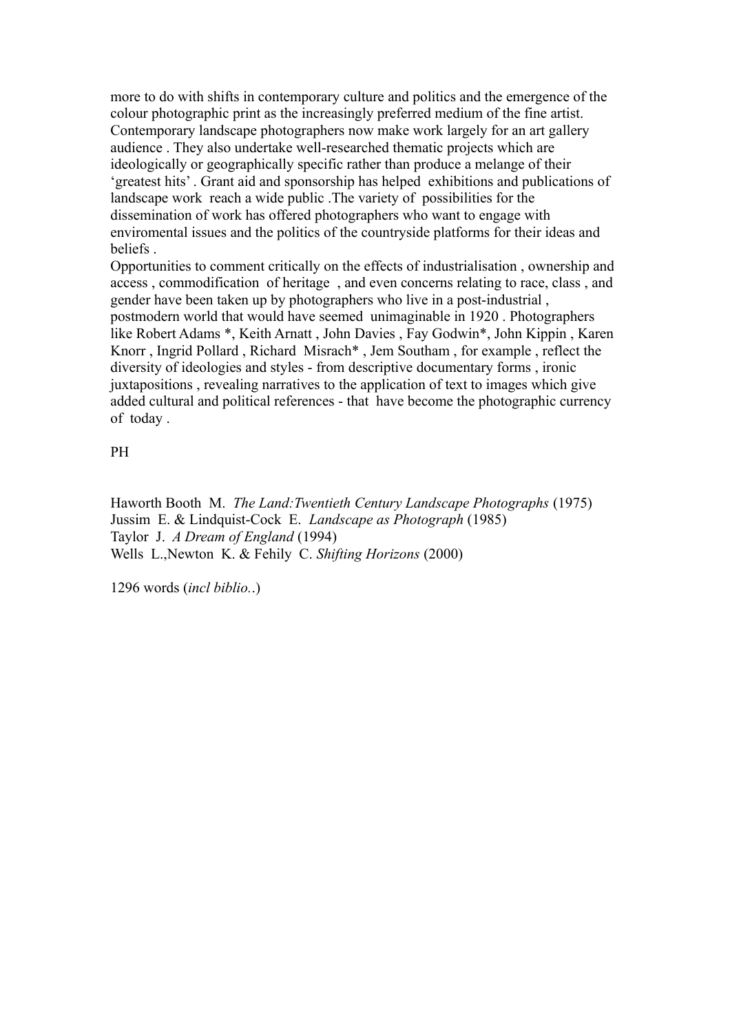more to do with shifts in contemporary culture and politics and the emergence of the colour photographic print as the increasingly preferred medium of the fine artist. Contemporary landscape photographers now make work largely for an art gallery audience . They also undertake well-researched thematic projects which are ideologically or geographically specific rather than produce a melange of their 'greatest hits' . Grant aid and sponsorship has helped exhibitions and publications of landscape work reach a wide public .The variety of possibilities for the dissemination of work has offered photographers who want to engage with enviromental issues and the politics of the countryside platforms for their ideas and beliefs .

Opportunities to comment critically on the effects of industrialisation , ownership and access , commodification of heritage , and even concerns relating to race, class , and gender have been taken up by photographers who live in a post-industrial , postmodern world that would have seemed unimaginable in 1920 . Photographers like Robert Adams *, Keith Arnatt , John Davies , Fay Godwin*, John Kippin , Karen Knorr , Ingrid Pollard , Richard Misrach* , Jem Southam , for example , reflect the diversity of ideologies and styles - from descriptive documentary forms , ironic juxtapositions , revealing narratives to the application of text to images which give added cultural and political references - that have become the photographic currency of today .

PH

Haworth Booth M. *The Land:Twentieth Century Landscape Photographs* (1975)
Jussim E. & Lindquist-Cock E. *Landscape as Photograph* (1985)
Taylor J. *A Dream of England* (1994)
Wells L.,Newton K. & Fehily C. *Shifting Horizons* (2000)

1296 words (*incl biblio..*)